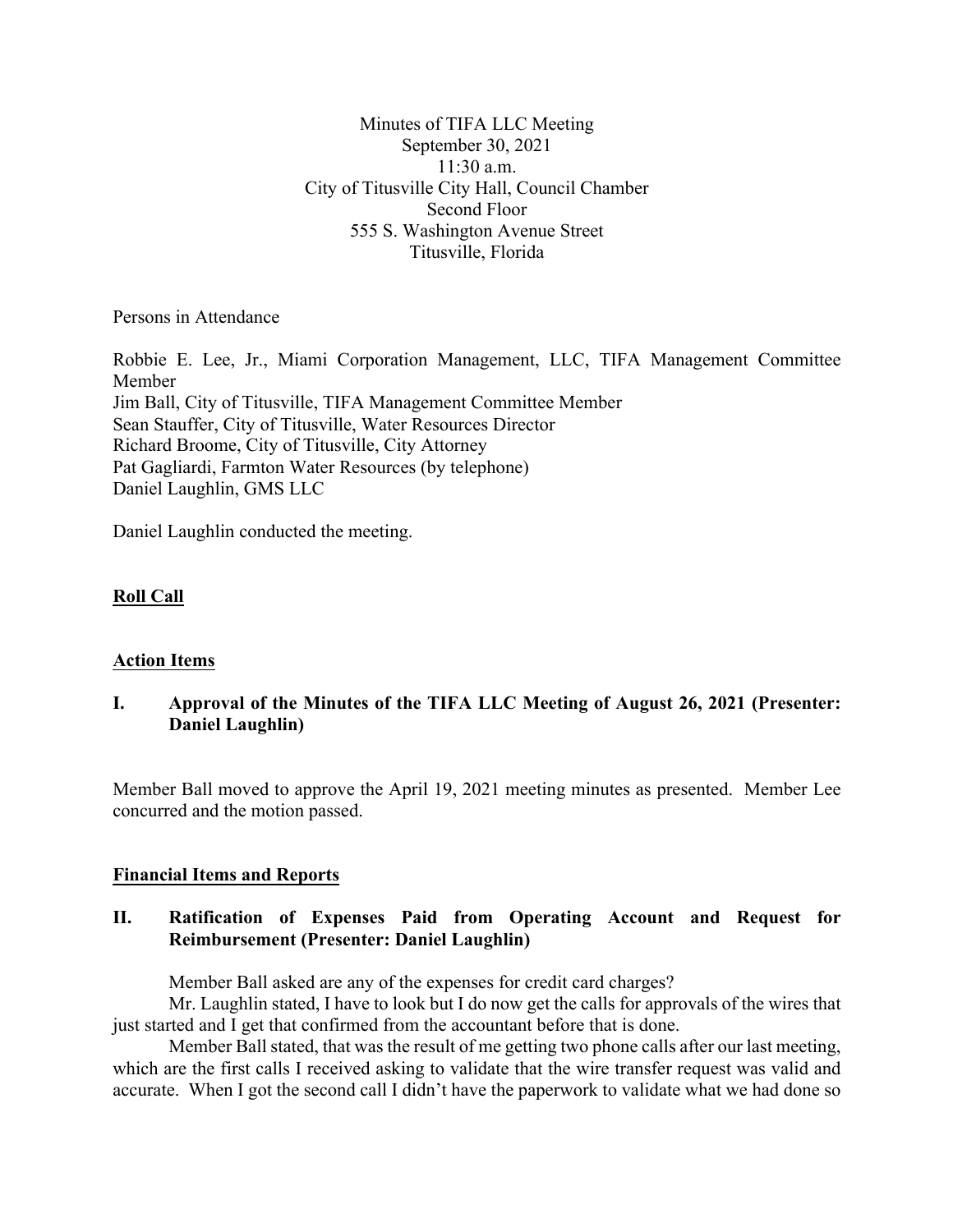Minutes of TIFA LLC Meeting
September 30, 2021
11:30 a.m.
City of Titusville City Hall, Council Chamber
Second Floor
555 S. Washington Avenue Street
Titusville, Florida

Persons in Attendance

Robbie E. Lee, Jr., Miami Corporation Management, LLC, TIFA Management Committee Member
Jim Ball, City of Titusville, TIFA Management Committee Member
Sean Stauffer, City of Titusville, Water Resources Director
Richard Broome, City of Titusville, City Attorney
Pat Gagliardi, Farmton Water Resources (by telephone)
Daniel Laughlin, GMS LLC

Daniel Laughlin conducted the meeting.

**Roll Call**

**Action Items**

**I. Approval of the Minutes of the TIFA LLC Meeting of August 26, 2021 (Presenter: Daniel Laughlin)**

Member Ball moved to approve the April 19, 2021 meeting minutes as presented. Member Lee concurred and the motion passed.

**Financial Items and Reports**

**II. Ratification of Expenses Paid from Operating Account and Request for Reimbursement (Presenter: Daniel Laughlin)**

Member Ball asked are any of the expenses for credit card charges?

Mr. Laughlin stated, I have to look but I do now get the calls for approvals of the wires that just started and I get that confirmed from the accountant before that is done.

Member Ball stated, that was the result of me getting two phone calls after our last meeting, which are the first calls I received asking to validate that the wire transfer request was valid and accurate. When I got the second call I didn't have the paperwork to validate what we had done so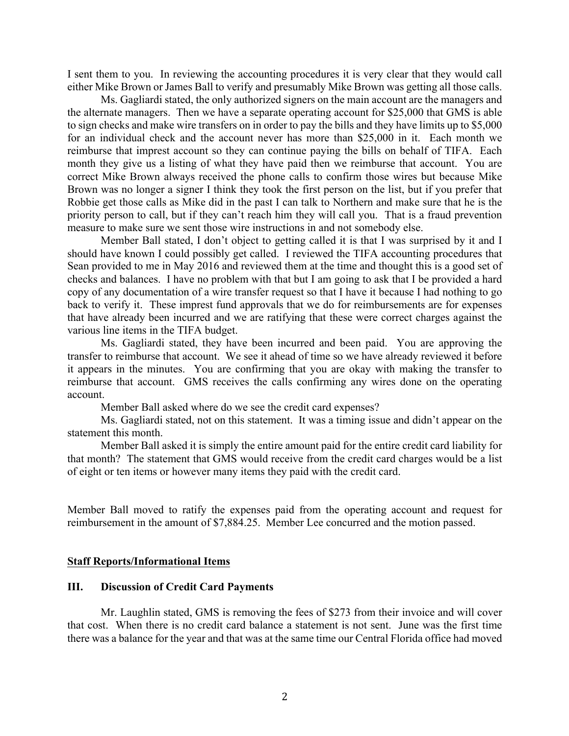I sent them to you. In reviewing the accounting procedures it is very clear that they would call either Mike Brown or James Ball to verify and presumably Mike Brown was getting all those calls.

Ms. Gagliardi stated, the only authorized signers on the main account are the managers and the alternate managers. Then we have a separate operating account for $25,000 that GMS is able to sign checks and make wire transfers on in order to pay the bills and they have limits up to $5,000 for an individual check and the account never has more than $25,000 in it. Each month we reimburse that imprest account so they can continue paying the bills on behalf of TIFA. Each month they give us a listing of what they have paid then we reimburse that account. You are correct Mike Brown always received the phone calls to confirm those wires but because Mike Brown was no longer a signer I think they took the first person on the list, but if you prefer that Robbie get those calls as Mike did in the past I can talk to Northern and make sure that he is the priority person to call, but if they can't reach him they will call you. That is a fraud prevention measure to make sure we sent those wire instructions in and not somebody else.

Member Ball stated, I don't object to getting called it is that I was surprised by it and I should have known I could possibly get called. I reviewed the TIFA accounting procedures that Sean provided to me in May 2016 and reviewed them at the time and thought this is a good set of checks and balances. I have no problem with that but I am going to ask that I be provided a hard copy of any documentation of a wire transfer request so that I have it because I had nothing to go back to verify it. These impress fund approvals that we do for reimbursements are for expenses that have already been incurred and we are ratifying that these were correct charges against the various line items in the TIFA budget.

Ms. Gagliardi stated, they have been incurred and been paid. You are approving the transfer to reimburse that account. We see it ahead of time so we have already reviewed it before it appears in the minutes. You are confirming that you are okay with making the transfer to reimburse that account. GMS receives the calls confirming any wires done on the operating account.

Member Ball asked where do we see the credit card expenses?

Ms. Gagliardi stated, not on this statement. It was a timing issue and didn't appear on the statement this month.

Member Ball asked it is simply the entire amount paid for the entire credit card liability for that month? The statement that GMS would receive from the credit card charges would be a list of eight or ten items or however many items they paid with the credit card.

Member Ball moved to ratify the expenses paid from the operating account and request for reimbursement in the amount of $7,884.25. Member Lee concurred and the motion passed.

**Staff Reports/Informational Items**

### III. Discussion of Credit Card Payments

Mr. Laughlin stated, GMS is removing the fees of $273 from their invoice and will cover that cost. When there is no credit card balance a statement is not sent. June was the first time there was a balance for the year and that was at the same time our Central Florida office had moved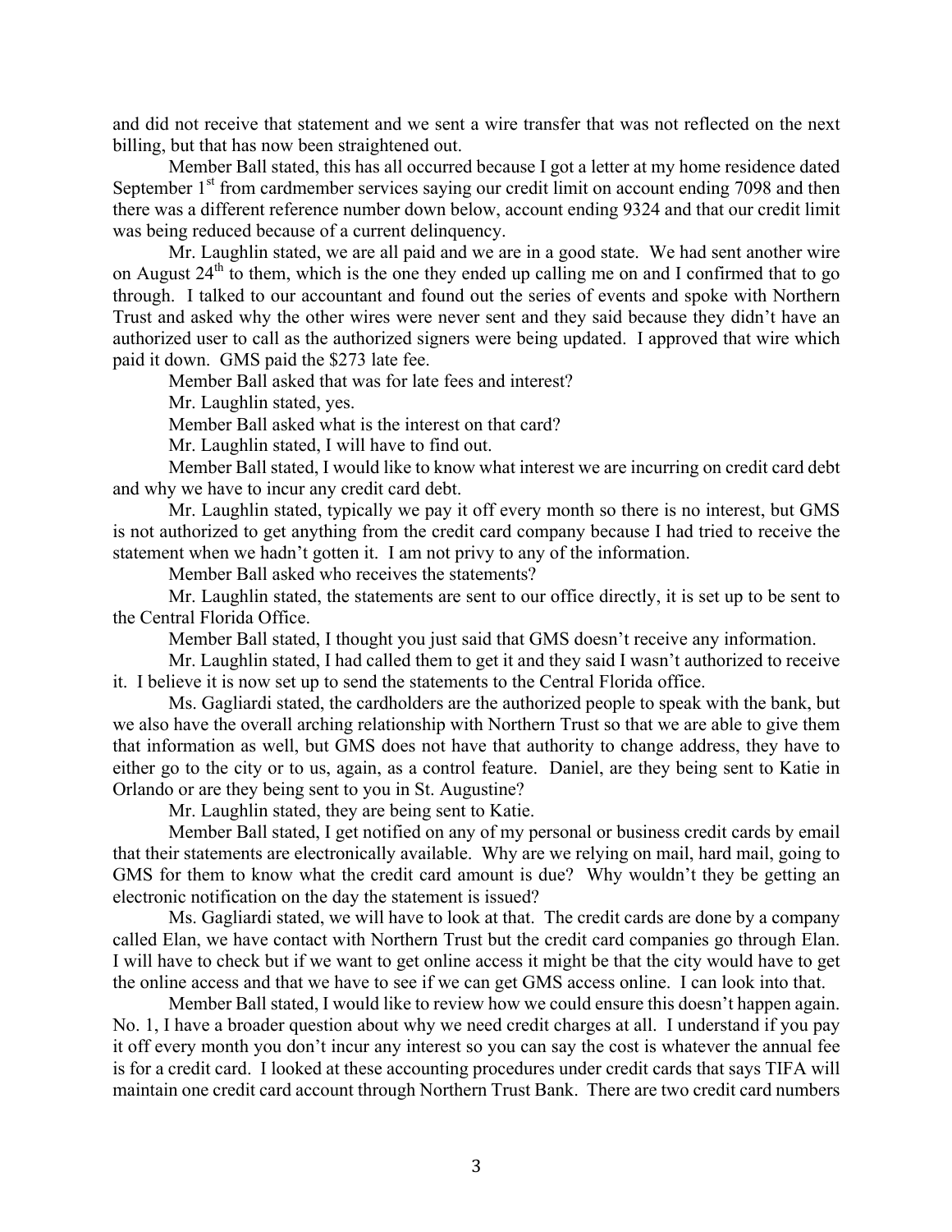and did not receive that statement and we sent a wire transfer that was not reflected on the next billing, but that has now been straightened out.

Member Ball stated, this has all occurred because I got a letter at my home residence dated September 1st from cardmember services saying our credit limit on account ending 7098 and then there was a different reference number down below, account ending 9324 and that our credit limit was being reduced because of a current delinquency.

Mr. Laughlin stated, we are all paid and we are in a good state. We had sent another wire on August 24th to them, which is the one they ended up calling me on and I confirmed that to go through. I talked to our accountant and found out the series of events and spoke with Northern Trust and asked why the other wires were never sent and they said because they didn't have an authorized user to call as the authorized signers were being updated. I approved that wire which paid it down. GMS paid the $273 late fee.

Member Ball asked that was for late fees and interest?

Mr. Laughlin stated, yes.

Member Ball asked what is the interest on that card?

Mr. Laughlin stated, I will have to find out.

Member Ball stated, I would like to know what interest we are incurring on credit card debt and why we have to incur any credit card debt.

Mr. Laughlin stated, typically we pay it off every month so there is no interest, but GMS is not authorized to get anything from the credit card company because I had tried to receive the statement when we hadn't gotten it. I am not privy to any of the information.

Member Ball asked who receives the statements?

Mr. Laughlin stated, the statements are sent to our office directly, it is set up to be sent to the Central Florida Office.

Member Ball stated, I thought you just said that GMS doesn't receive any information.

Mr. Laughlin stated, I had called them to get it and they said I wasn't authorized to receive it. I believe it is now set up to send the statements to the Central Florida office.

Ms. Gagliardi stated, the cardholders are the authorized people to speak with the bank, but we also have the overall arching relationship with Northern Trust so that we are able to give them that information as well, but GMS does not have that authority to change address, they have to either go to the city or to us, again, as a control feature. Daniel, are they being sent to Katie in Orlando or are they being sent to you in St. Augustine?

Mr. Laughlin stated, they are being sent to Katie.

Member Ball stated, I get notified on any of my personal or business credit cards by email that their statements are electronically available. Why are we relying on mail, hard mail, going to GMS for them to know what the credit card amount is due? Why wouldn't they be getting an electronic notification on the day the statement is issued?

Ms. Gagliardi stated, we will have to look at that. The credit cards are done by a company called Elan, we have contact with Northern Trust but the credit card companies go through Elan. I will have to check but if we want to get online access it might be that the city would have to get the online access and that we have to see if we can get GMS access online. I can look into that.

Member Ball stated, I would like to review how we could ensure this doesn't happen again. No. 1, I have a broader question about why we need credit charges at all. I understand if you pay it off every month you don't incur any interest so you can say the cost is whatever the annual fee is for a credit card. I looked at these accounting procedures under credit cards that says TIFA will maintain one credit card account through Northern Trust Bank. There are two credit card numbers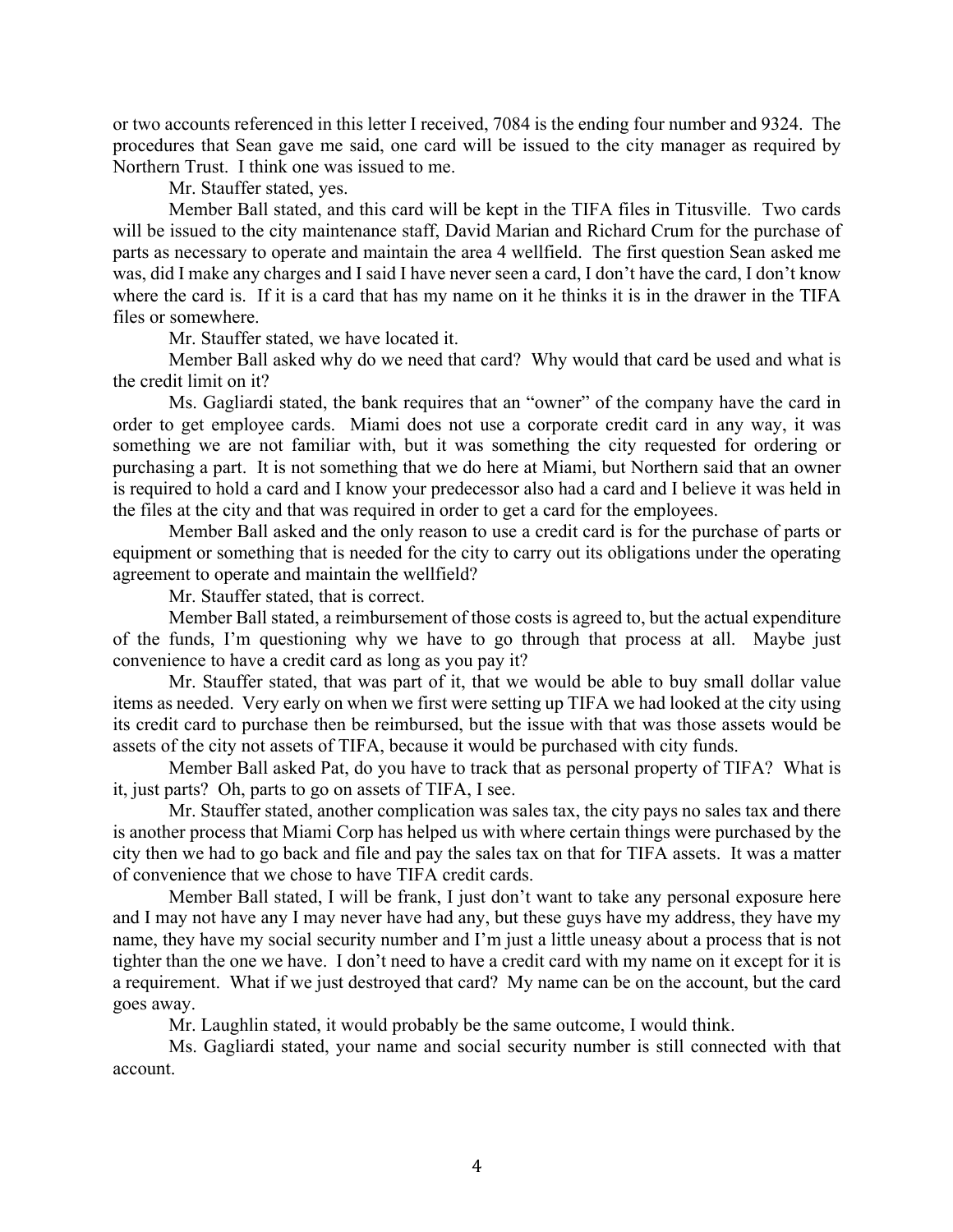or two accounts referenced in this letter I received, 7084 is the ending four number and 9324. The procedures that Sean gave me said, one card will be issued to the city manager as required by Northern Trust. I think one was issued to me.

Mr. Stauffer stated, yes.

Member Ball stated, and this card will be kept in the TIFA files in Titusville. Two cards will be issued to the city maintenance staff, David Marian and Richard Crum for the purchase of parts as necessary to operate and maintain the area 4 wellfield. The first question Sean asked me was, did I make any charges and I said I have never seen a card, I don't have the card, I don't know where the card is. If it is a card that has my name on it he thinks it is in the drawer in the TIFA files or somewhere.

Mr. Stauffer stated, we have located it.

Member Ball asked why do we need that card? Why would that card be used and what is the credit limit on it?

Ms. Gagliardi stated, the bank requires that an "owner" of the company have the card in order to get employee cards. Miami does not use a corporate credit card in any way, it was something we are not familiar with, but it was something the city requested for ordering or purchasing a part. It is not something that we do here at Miami, but Northern said that an owner is required to hold a card and I know your predecessor also had a card and I believe it was held in the files at the city and that was required in order to get a card for the employees.

Member Ball asked and the only reason to use a credit card is for the purchase of parts or equipment or something that is needed for the city to carry out its obligations under the operating agreement to operate and maintain the wellfield?

Mr. Stauffer stated, that is correct.

Member Ball stated, a reimbursement of those costs is agreed to, but the actual expenditure of the funds, I'm questioning why we have to go through that process at all. Maybe just convenience to have a credit card as long as you pay it?

Mr. Stauffer stated, that was part of it, that we would be able to buy small dollar value items as needed. Very early on when we first were setting up TIFA we had looked at the city using its credit card to purchase then be reimbursed, but the issue with that was those assets would be assets of the city not assets of TIFA, because it would be purchased with city funds.

Member Ball asked Pat, do you have to track that as personal property of TIFA? What is it, just parts? Oh, parts to go on assets of TIFA, I see.

Mr. Stauffer stated, another complication was sales tax, the city pays no sales tax and there is another process that Miami Corp has helped us with where certain things were purchased by the city then we had to go back and file and pay the sales tax on that for TIFA assets. It was a matter of convenience that we chose to have TIFA credit cards.

Member Ball stated, I will be frank, I just don't want to take any personal exposure here and I may not have any I may never have had any, but these guys have my address, they have my name, they have my social security number and I'm just a little uneasy about a process that is not tighter than the one we have. I don't need to have a credit card with my name on it except for it is a requirement. What if we just destroyed that card? My name can be on the account, but the card goes away.

Mr. Laughlin stated, it would probably be the same outcome, I would think.

Ms. Gagliardi stated, your name and social security number is still connected with that account.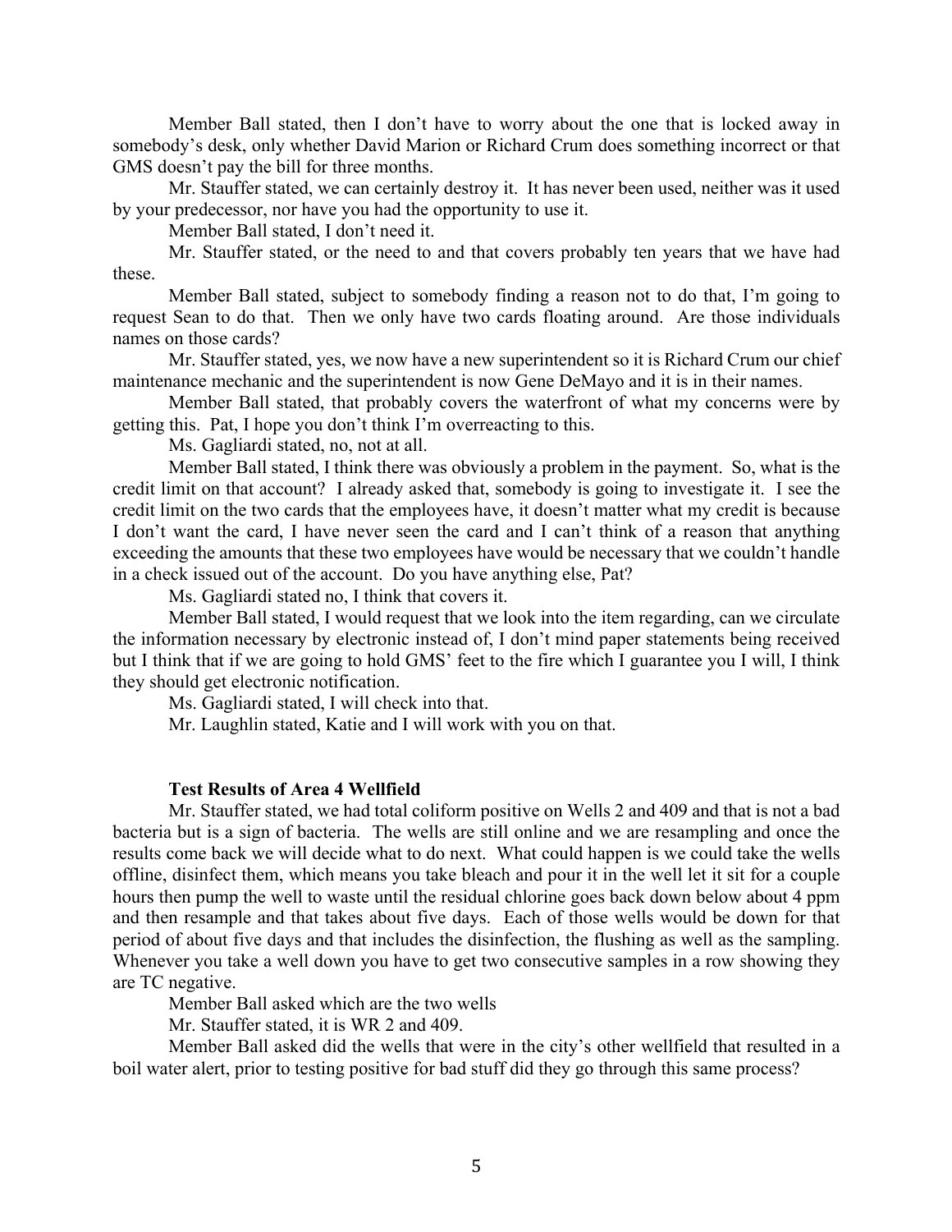Member Ball stated, then I don't have to worry about the one that is locked away in somebody's desk, only whether David Marion or Richard Crum does something incorrect or that GMS doesn't pay the bill for three months.

Mr. Stauffer stated, we can certainly destroy it. It has never been used, neither was it used by your predecessor, nor have you had the opportunity to use it.

Member Ball stated, I don't need it.

Mr. Stauffer stated, or the need to and that covers probably ten years that we have had these.

Member Ball stated, subject to somebody finding a reason not to do that, I'm going to request Sean to do that. Then we only have two cards floating around. Are those individuals names on those cards?

Mr. Stauffer stated, yes, we now have a new superintendent so it is Richard Crum our chief maintenance mechanic and the superintendent is now Gene DeMayo and it is in their names.

Member Ball stated, that probably covers the waterfront of what my concerns were by getting this. Pat, I hope you don't think I'm overreacting to this.

Ms. Gagliardi stated, no, not at all.

Member Ball stated, I think there was obviously a problem in the payment. So, what is the credit limit on that account? I already asked that, somebody is going to investigate it. I see the credit limit on the two cards that the employees have, it doesn't matter what my credit is because I don't want the card, I have never seen the card and I can't think of a reason that anything exceeding the amounts that these two employees have would be necessary that we couldn't handle in a check issued out of the account. Do you have anything else, Pat?

Ms. Gagliardi stated no, I think that covers it.

Member Ball stated, I would request that we look into the item regarding, can we circulate the information necessary by electronic instead of, I don't mind paper statements being received but I think that if we are going to hold GMS' feet to the fire which I guarantee you I will, I think they should get electronic notification.

Ms. Gagliardi stated, I will check into that.

Mr. Laughlin stated, Katie and I will work with you on that.

**Test Results of Area 4 Wellfield**

Mr. Stauffer stated, we had total coliform positive on Wells 2 and 409 and that is not a bad bacteria but is a sign of bacteria. The wells are still online and we are resampling and once the results come back we will decide what to do next. What could happen is we could take the wells offline, disinfect them, which means you take bleach and pour it in the well let it sit for a couple hours then pump the well to waste until the residual chlorine goes back down below about 4 ppm and then resample and that takes about five days. Each of those wells would be down for that period of about five days and that includes the disinfection, the flushing as well as the sampling. Whenever you take a well down you have to get two consecutive samples in a row showing they are TC negative.

Member Ball asked which are the two wells

Mr. Stauffer stated, it is WR 2 and 409.

Member Ball asked did the wells that were in the city's other wellfield that resulted in a boil water alert, prior to testing positive for bad stuff did they go through this same process?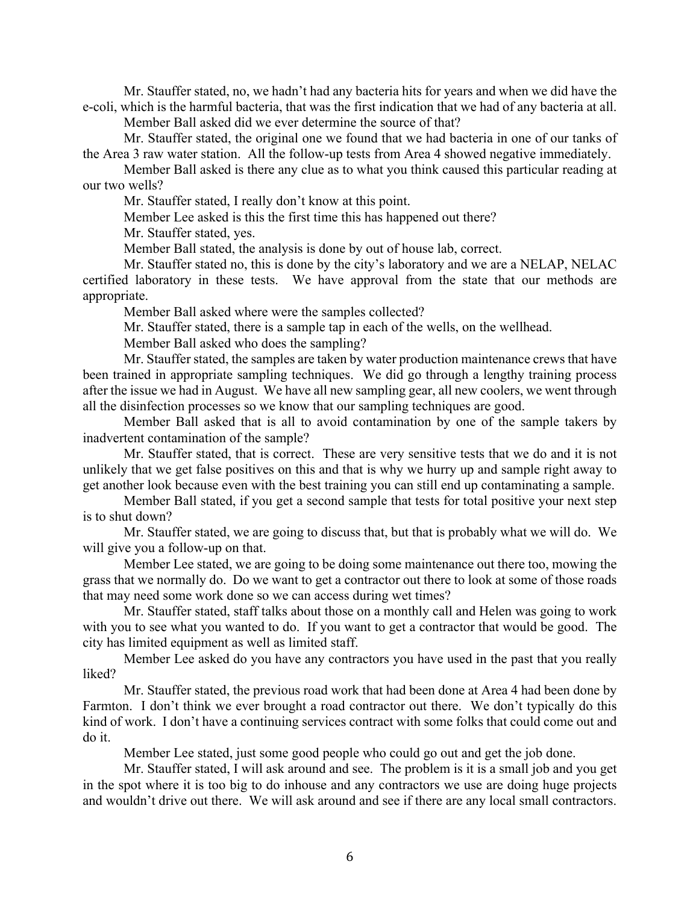Mr. Stauffer stated, no, we hadn't had any bacteria hits for years and when we did have the e-coli, which is the harmful bacteria, that was the first indication that we had of any bacteria at all.

Member Ball asked did we ever determine the source of that?

Mr. Stauffer stated, the original one we found that we had bacteria in one of our tanks of the Area 3 raw water station. All the follow-up tests from Area 4 showed negative immediately.

Member Ball asked is there any clue as to what you think caused this particular reading at our two wells?

Mr. Stauffer stated, I really don't know at this point.

Member Lee asked is this the first time this has happened out there?

Mr. Stauffer stated, yes.

Member Ball stated, the analysis is done by out of house lab, correct.

Mr. Stauffer stated no, this is done by the city's laboratory and we are a NELAP, NELAC certified laboratory in these tests. We have approval from the state that our methods are appropriate.

Member Ball asked where were the samples collected?

Mr. Stauffer stated, there is a sample tap in each of the wells, on the wellhead.

Member Ball asked who does the sampling?

Mr. Stauffer stated, the samples are taken by water production maintenance crews that have been trained in appropriate sampling techniques. We did go through a lengthy training process after the issue we had in August. We have all new sampling gear, all new coolers, we went through all the disinfection processes so we know that our sampling techniques are good.

Member Ball asked that is all to avoid contamination by one of the sample takers by inadvertent contamination of the sample?

Mr. Stauffer stated, that is correct. These are very sensitive tests that we do and it is not unlikely that we get false positives on this and that is why we hurry up and sample right away to get another look because even with the best training you can still end up contaminating a sample.

Member Ball stated, if you get a second sample that tests for total positive your next step is to shut down?

Mr. Stauffer stated, we are going to discuss that, but that is probably what we will do. We will give you a follow-up on that.

Member Lee stated, we are going to be doing some maintenance out there too, mowing the grass that we normally do. Do we want to get a contractor out there to look at some of those roads that may need some work done so we can access during wet times?

Mr. Stauffer stated, staff talks about those on a monthly call and Helen was going to work with you to see what you wanted to do. If you want to get a contractor that would be good. The city has limited equipment as well as limited staff.

Member Lee asked do you have any contractors you have used in the past that you really liked?

Mr. Stauffer stated, the previous road work that had been done at Area 4 had been done by Farmton. I don't think we ever brought a road contractor out there. We don't typically do this kind of work. I don't have a continuing services contract with some folks that could come out and do it.

Member Lee stated, just some good people who could go out and get the job done.

Mr. Stauffer stated, I will ask around and see. The problem is it is a small job and you get in the spot where it is too big to do inhouse and any contractors we use are doing huge projects and wouldn't drive out there. We will ask around and see if there are any local small contractors.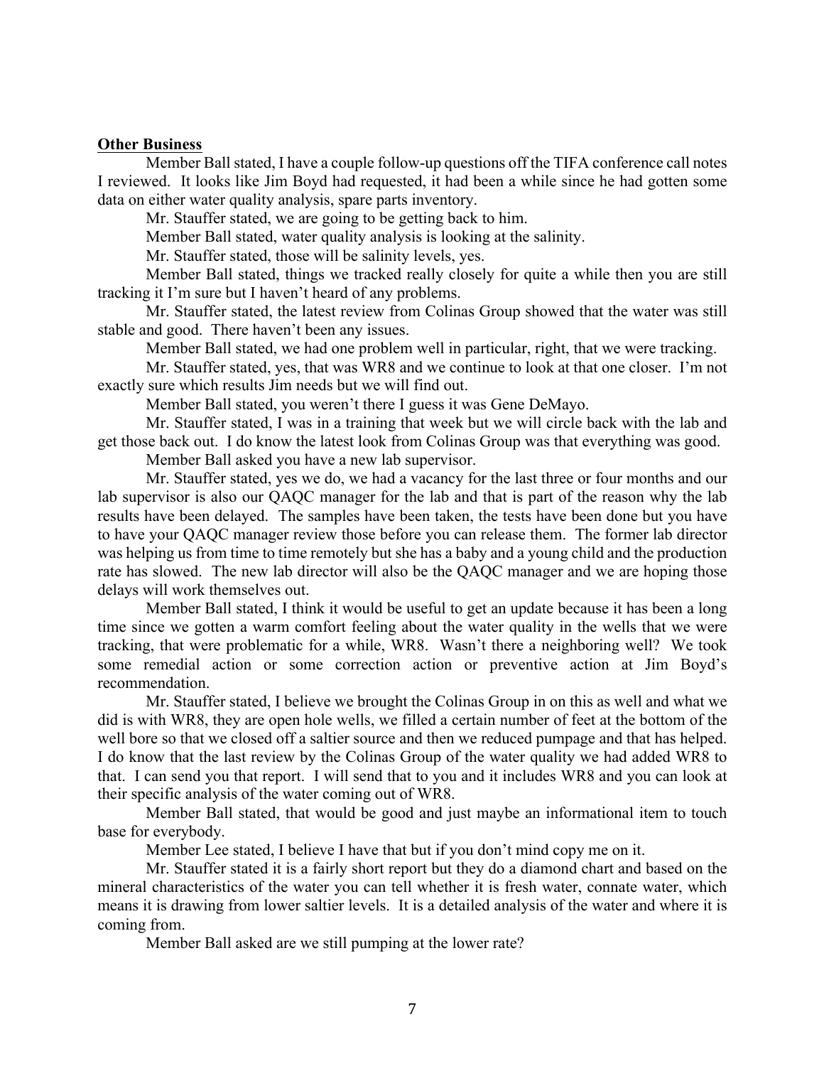**Other Business**

Member Ball stated, I have a couple follow-up questions off the TIFA conference call notes I reviewed. It looks like Jim Boyd had requested, it had been a while since he had gotten some data on either water quality analysis, spare parts inventory.

Mr. Stauffer stated, we are going to be getting back to him.

Member Ball stated, water quality analysis is looking at the salinity.

Mr. Stauffer stated, those will be salinity levels, yes.

Member Ball stated, things we tracked really closely for quite a while then you are still tracking it I'm sure but I haven't heard of any problems.

Mr. Stauffer stated, the latest review from Colinas Group showed that the water was still stable and good. There haven't been any issues.

Member Ball stated, we had one problem well in particular, right, that we were tracking.

Mr. Stauffer stated, yes, that was WR8 and we continue to look at that one closer. I'm not exactly sure which results Jim needs but we will find out.

Member Ball stated, you weren't there I guess it was Gene DeMayo.

Mr. Stauffer stated, I was in a training that week but we will circle back with the lab and get those back out. I do know the latest look from Colinas Group was that everything was good.

Member Ball asked you have a new lab supervisor.

Mr. Stauffer stated, yes we do, we had a vacancy for the last three or four months and our lab supervisor is also our QAQC manager for the lab and that is part of the reason why the lab results have been delayed. The samples have been taken, the tests have been done but you have to have your QAQC manager review those before you can release them. The former lab director was helping us from time to time remotely but she has a baby and a young child and the production rate has slowed. The new lab director will also be the QAQC manager and we are hoping those delays will work themselves out.

Member Ball stated, I think it would be useful to get an update because it has been a long time since we gotten a warm comfort feeling about the water quality in the wells that we were tracking, that were problematic for a while, WR8. Wasn't there a neighboring well? We took some remedial action or some correction action or preventive action at Jim Boyd's recommendation.

Mr. Stauffer stated, I believe we brought the Colinas Group in on this as well and what we did is with WR8, they are open hole wells, we filled a certain number of feet at the bottom of the well bore so that we closed off a saltier source and then we reduced pumpage and that has helped. I do know that the last review by the Colinas Group of the water quality we had added WR8 to that. I can send you that report. I will send that to you and it includes WR8 and you can look at their specific analysis of the water coming out of WR8.

Member Ball stated, that would be good and just maybe an informational item to touch base for everybody.

Member Lee stated, I believe I have that but if you don't mind copy me on it.

Mr. Stauffer stated it is a fairly short report but they do a diamond chart and based on the mineral characteristics of the water you can tell whether it is fresh water, connate water, which means it is drawing from lower saltier levels. It is a detailed analysis of the water and where it is coming from.

Member Ball asked are we still pumping at the lower rate?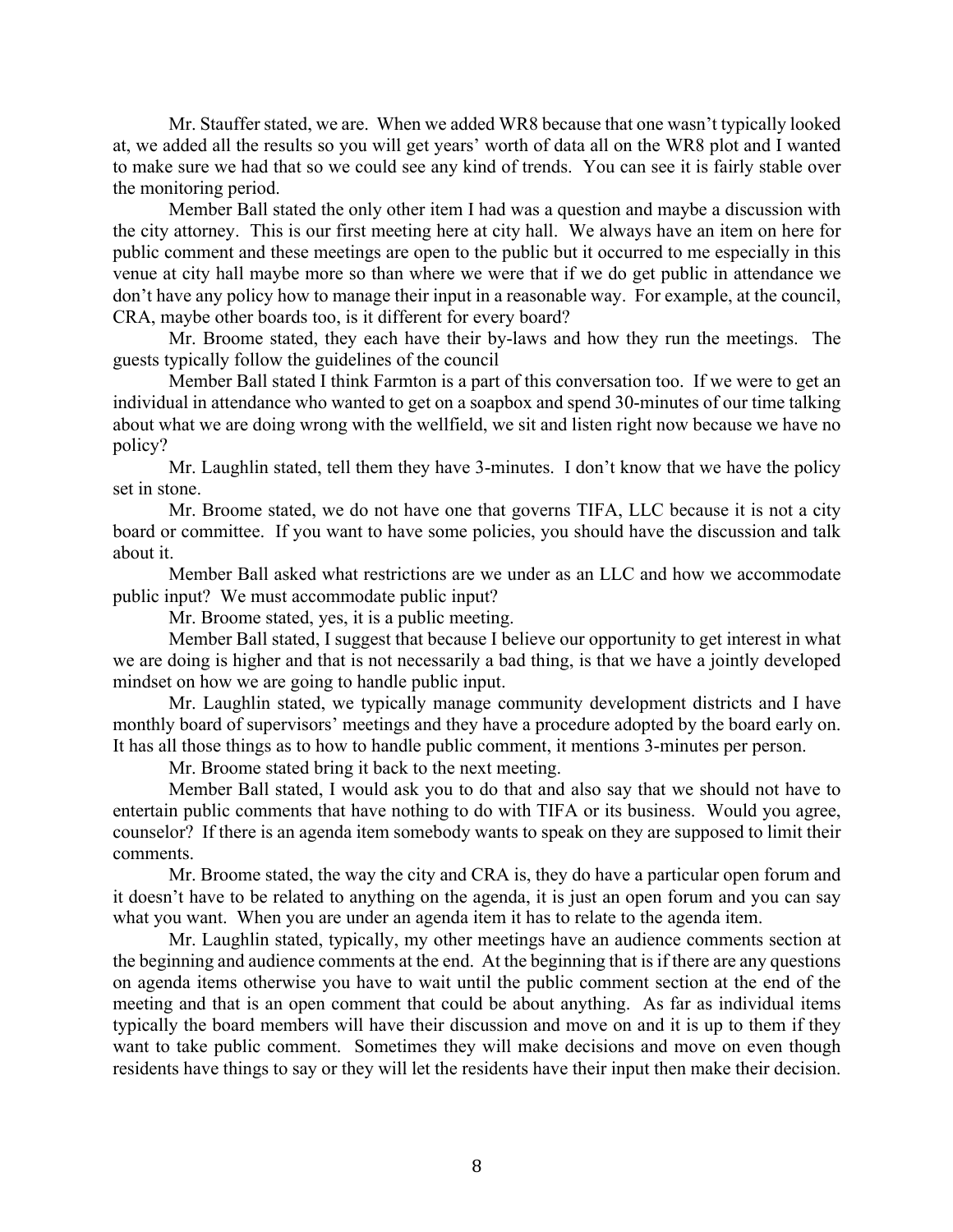Mr. Stauffer stated, we are. When we added WR8 because that one wasn't typically looked at, we added all the results so you will get years' worth of data all on the WR8 plot and I wanted to make sure we had that so we could see any kind of trends. You can see it is fairly stable over the monitoring period.

Member Ball stated the only other item I had was a question and maybe a discussion with the city attorney. This is our first meeting here at city hall. We always have an item on here for public comment and these meetings are open to the public but it occurred to me especially in this venue at city hall maybe more so than where we were that if we do get public in attendance we don't have any policy how to manage their input in a reasonable way. For example, at the council, CRA, maybe other boards too, is it different for every board?

Mr. Broome stated, they each have their by-laws and how they run the meetings. The guests typically follow the guidelines of the council

Member Ball stated I think Farmton is a part of this conversation too. If we were to get an individual in attendance who wanted to get on a soapbox and spend 30-minutes of our time talking about what we are doing wrong with the wellfield, we sit and listen right now because we have no policy?

Mr. Laughlin stated, tell them they have 3-minutes. I don't know that we have the policy set in stone.

Mr. Broome stated, we do not have one that governs TIFA, LLC because it is not a city board or committee. If you want to have some policies, you should have the discussion and talk about it.

Member Ball asked what restrictions are we under as an LLC and how we accommodate public input? We must accommodate public input?

Mr. Broome stated, yes, it is a public meeting.

Member Ball stated, I suggest that because I believe our opportunity to get interest in what we are doing is higher and that is not necessarily a bad thing, is that we have a jointly developed mindset on how we are going to handle public input.

Mr. Laughlin stated, we typically manage community development districts and I have monthly board of supervisors' meetings and they have a procedure adopted by the board early on. It has all those things as to how to handle public comment, it mentions 3-minutes per person.

Mr. Broome stated bring it back to the next meeting.

Member Ball stated, I would ask you to do that and also say that we should not have to entertain public comments that have nothing to do with TIFA or its business. Would you agree, counselor? If there is an agenda item somebody wants to speak on they are supposed to limit their comments.

Mr. Broome stated, the way the city and CRA is, they do have a particular open forum and it doesn't have to be related to anything on the agenda, it is just an open forum and you can say what you want. When you are under an agenda item it has to relate to the agenda item.

Mr. Laughlin stated, typically, my other meetings have an audience comments section at the beginning and audience comments at the end. At the beginning that is if there are any questions on agenda items otherwise you have to wait until the public comment section at the end of the meeting and that is an open comment that could be about anything. As far as individual items typically the board members will have their discussion and move on and it is up to them if they want to take public comment. Sometimes they will make decisions and move on even though residents have things to say or they will let the residents have their input then make their decision.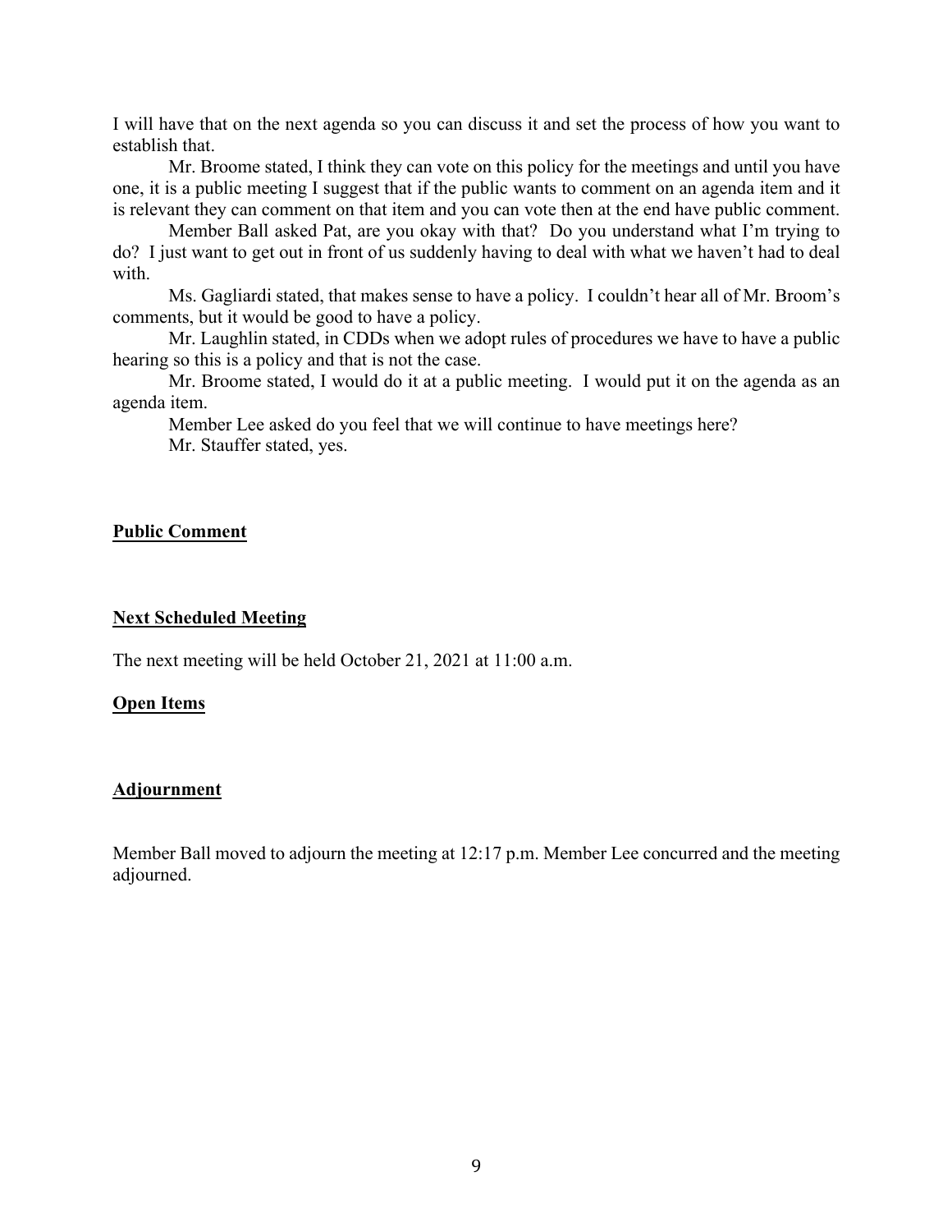I will have that on the next agenda so you can discuss it and set the process of how you want to establish that.

Mr. Broome stated, I think they can vote on this policy for the meetings and until you have one, it is a public meeting I suggest that if the public wants to comment on an agenda item and it is relevant they can comment on that item and you can vote then at the end have public comment.

Member Ball asked Pat, are you okay with that? Do you understand what I'm trying to do? I just want to get out in front of us suddenly having to deal with what we haven't had to deal with.

Ms. Gagliardi stated, that makes sense to have a policy. I couldn't hear all of Mr. Broom's comments, but it would be good to have a policy.

Mr. Laughlin stated, in CDDs when we adopt rules of procedures we have to have a public hearing so this is a policy and that is not the case.

Mr. Broome stated, I would do it at a public meeting. I would put it on the agenda as an agenda item.

Member Lee asked do you feel that we will continue to have meetings here?

Mr. Stauffer stated, yes.

**Public Comment**

**Next Scheduled Meeting**

The next meeting will be held October 21, 2021 at 11:00 a.m.

**Open Items**

**Adjournment**

Member Ball moved to adjourn the meeting at 12:17 p.m. Member Lee concurred and the meeting adjourned.